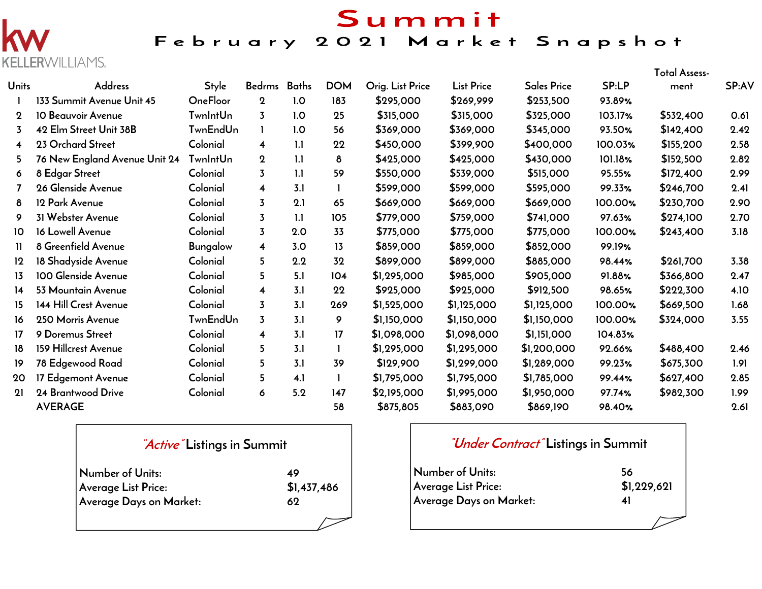KELLERWILLIAMS

# Summit

## February 2021 Market Snapshot

| Units | Address | Style | Bedrms | Baths | DOM | Orig. List Price | List Price | Sales Price | SP:LP | Total Assess-ment | SP:AV |
|---|---|---|---|---|---|---|---|---|---|---|---|
| 1 | 133 Summit Avenue Unit 45 | OneFloor | 2 | 1.0 | 183 | $295,000 | $269,999 | $253,500 | 93.89% | | |
| 2 | 10 Beauvoir Avenue | TwnIntUn | 3 | 1.0 | 25 | $315,000 | $315,000 | $325,000 | 103.17% | $532,400 | 0.61 |
| 3 | 42 Elm Street Unit 38B | TwnEndUn | 1 | 1.0 | 56 | $369,000 | $369,000 | $345,000 | 93.50% | $142,400 | 2.42 |
| 4 | 23 Orchard Street | Colonial | 4 | 1.1 | 22 | $450,000 | $399,900 | $400,000 | 100.03% | $155,200 | 2.58 |
| 5 | 76 New England Avenue Unit 24 | TwnIntUn | 2 | 1.1 | 8 | $425,000 | $425,000 | $430,000 | 101.18% | $152,500 | 2.82 |
| 6 | 8 Edgar Street | Colonial | 3 | 1.1 | 59 | $550,000 | $539,000 | $515,000 | 95.55% | $172,400 | 2.99 |
| 7 | 26 Glenside Avenue | Colonial | 4 | 3.1 | 1 | $599,000 | $599,000 | $595,000 | 99.33% | $246,700 | 2.41 |
| 8 | 12 Park Avenue | Colonial | 3 | 2.1 | 65 | $669,000 | $669,000 | $669,000 | 100.00% | $230,700 | 2.90 |
| 9 | 31 Webster Avenue | Colonial | 3 | 1.1 | 105 | $779,000 | $759,000 | $741,000 | 97.63% | $274,100 | 2.70 |
| 10 | 16 Lowell Avenue | Colonial | 3 | 2.0 | 33 | $775,000 | $775,000 | $775,000 | 100.00% | $243,400 | 3.18 |
| 11 | 8 Greenfield Avenue | Bungalow | 4 | 3.0 | 13 | $859,000 | $859,000 | $852,000 | 99.19% | | |
| 12 | 18 Shadyside Avenue | Colonial | 5 | 2.2 | 32 | $899,000 | $899,000 | $885,000 | 98.44% | $261,700 | 3.38 |
| 13 | 100 Glenside Avenue | Colonial | 5 | 5.1 | 104 | $1,295,000 | $985,000 | $905,000 | 91.88% | $366,800 | 2.47 |
| 14 | 53 Mountain Avenue | Colonial | 4 | 3.1 | 22 | $925,000 | $925,000 | $912,500 | 98.65% | $222,300 | 4.10 |
| 15 | 144 Hill Crest Avenue | Colonial | 3 | 3.1 | 269 | $1,525,000 | $1,125,000 | $1,125,000 | 100.00% | $669,500 | 1.68 |
| 16 | 250 Morris Avenue | TwnEndUn | 3 | 3.1 | 9 | $1,150,000 | $1,150,000 | $1,150,000 | 100.00% | $324,000 | 3.55 |
| 17 | 9 Doremus Street | Colonial | 4 | 3.1 | 17 | $1,098,000 | $1,098,000 | $1,151,000 | 104.83% | | |
| 18 | 159 Hillcrest Avenue | Colonial | 5 | 3.1 | 1 | $1,295,000 | $1,295,000 | $1,200,000 | 92.66% | $488,400 | 2.46 |
| 19 | 78 Edgewood Road | Colonial | 5 | 3.1 | 39 | $129,900 | $1,299,000 | $1,289,000 | 99.23% | $675,300 | 1.91 |
| 20 | 17 Edgemont Avenue | Colonial | 5 | 4.1 | 1 | $1,795,000 | $1,795,000 | $1,785,000 | 99.44% | $627,400 | 2.85 |
| 21 | 24 Brantwood Drive | Colonial | 6 | 5.2 | 147 | $2,195,000 | $1,995,000 | $1,950,000 | 97.74% | $982,300 | 1.99 |
| | AVERAGE | | | | 58 | $875,805 | $883,090 | $869,190 | 98.40% | | 2.61 |

### *"Active"* Listings in Summit

| | |
|---|---|
| Number of Units: | 49 |
| Average List Price: | $1,437,486 |
| Average Days on Market: | 62 |

### *"Under Contract"* Listings in Summit

| | |
|---|---|
| Number of Units: | 56 |
| Average List Price: | $1,229,621 |
| Average Days on Market: | 41 |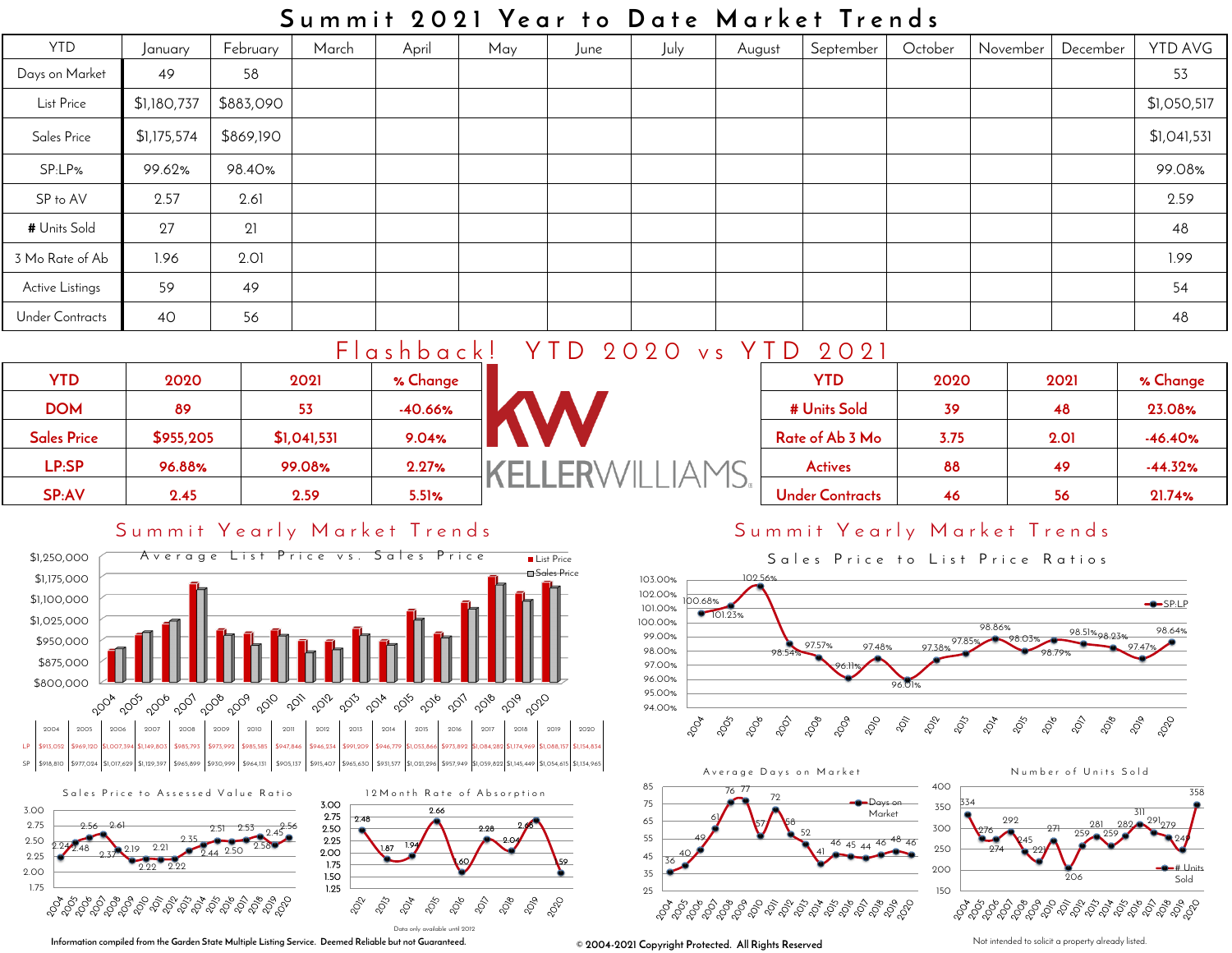# Summit 2021 Year to Date Market Trends

| YTD | January | February | March | April | May | June | July | August | September | October | November | December | YTD AVG |
|---|---|---|---|---|---|---|---|---|---|---|---|---|---|
| Days on Market | 49 | 58 | | | | | | | | | | | 53 |
| List Price | $1,180,737 | $883,090 | | | | | | | | | | | $1,050,517 |
| Sales Price | $1,175,574 | $869,190 | | | | | | | | | | | $1,041,531 |
| SP:LP% | 99.62% | 98.40% | | | | | | | | | | | 99.08% |
| SP to AV | 2.57 | 2.61 | | | | | | | | | | | 2.59 |
| # Units Sold | 27 | 21 | | | | | | | | | | | 48 |
| 3 Mo Rate of Ab | 1.96 | 2.01 | | | | | | | | | | | 1.99 |
| Active Listings | 59 | 49 | | | | | | | | | | | 54 |
| Under Contracts | 40 | 56 | | | | | | | | | | | 48 |

## Flashback! YTD 2020 vs YTD 2021

| YTD | 2020 | 2021 | % Change |
|---|---|---|---|
| DOM | 89 | 53 | -40.66% |
| Sales Price | $955,205 | $1,041,531 | 9.04% |
| LP:SP | 96.88% | 99.08% | 2.27% |
| SP:AV | 2.45 | 2.59 | 5.51% |

KELLERWILLIAMS

| YTD | 2020 | 2021 | % Change |
|---|---|---|---|
| # Units Sold | 39 | 48 | 23.08% |
| Rate of Ab 3 Mo | 3.75 | 2.01 | -46.40% |
| Actives | 88 | 49 | -44.32% |
| Under Contracts | 46 | 56 | 21.74% |

## Summit Yearly Market Trends

Average List Price vs. Sales Price

List Price
Sales Price

$1,250,000 $1,175,000 $1,100,000 $1,025,000 $950,000 $875,000 $800,000

| | 2004 | 2005 | 2006 | 2007 | 2008 | 2009 | 2010 | 2011 | 2012 | 2013 | 2014 | 2015 | 2016 | 2017 | 2018 | 2019 | 2020 |
|---|---|---|---|---|---|---|---|---|---|---|---|---|---|---|---|---|---|
| LP | $913,052 | $969,120 | $1,007,394 | $1,149,803 | $985,793 | $973,992 | $985,585 | $947,846 | $946,234 | $991,209 | $946,779 | $1,053,866 | $973,892 | $1,084,282 | $1,174,969 | $1,088,157 | $1,154,834 |
| SP | $918,810 | $977,024 | $1,017,629 | $1,129,397 | $965,899 | $930,995 | $964,131 | $905,137 | $915,407 | $965,630 | $931,577 | $1,021,296 | $957,949 | $1,059,822 | $1,145,449 | $1,054,615 | $1,134,965 |

## Summit Yearly Market Trends

Sales Price to List Price Ratios

SP:LP

100.68% 101.23% 102.56% 98.54% 97.57% 96.11% 97.48% 96.01% 97.38% 97.85% 98.86% 98.03% 98.79% 98.51% 98.23% 97.47% 98.64%

2004 2005 2006 2007 2008 2009 2010 2011 2012 2013 2014 2015 2016 2017 2018 2019 2020

Sales Price to Assessed Value Ratio

2.24 2.48 2.56 2.61 2.37 2.19 2.22 2.21 2.22 2.35 2.44 2.51 2.50 2.53 2.58 2.45 2.56

12Month Rate of Absorption

2.48 1.87 1.94 2.66 1.60 2.28 2.04 2.63 1.59

Data only available until 2012

Average Days on Market

Days on Market

36 40 49 61 76 77 57 72 58 52 41 46 45 44 46 48 46

Number of Units Sold

# Units Sold

334 276 274 292 245 221 271 206 259 281 259 282 311 291 279 249 358

Information compiled from the Garden State Multiple Listing Service. Deemed Reliable but not Guaranteed.

© 2004-2021 Copyright Protected. All Rights Reserved

Not intended to solicit a property already listed.